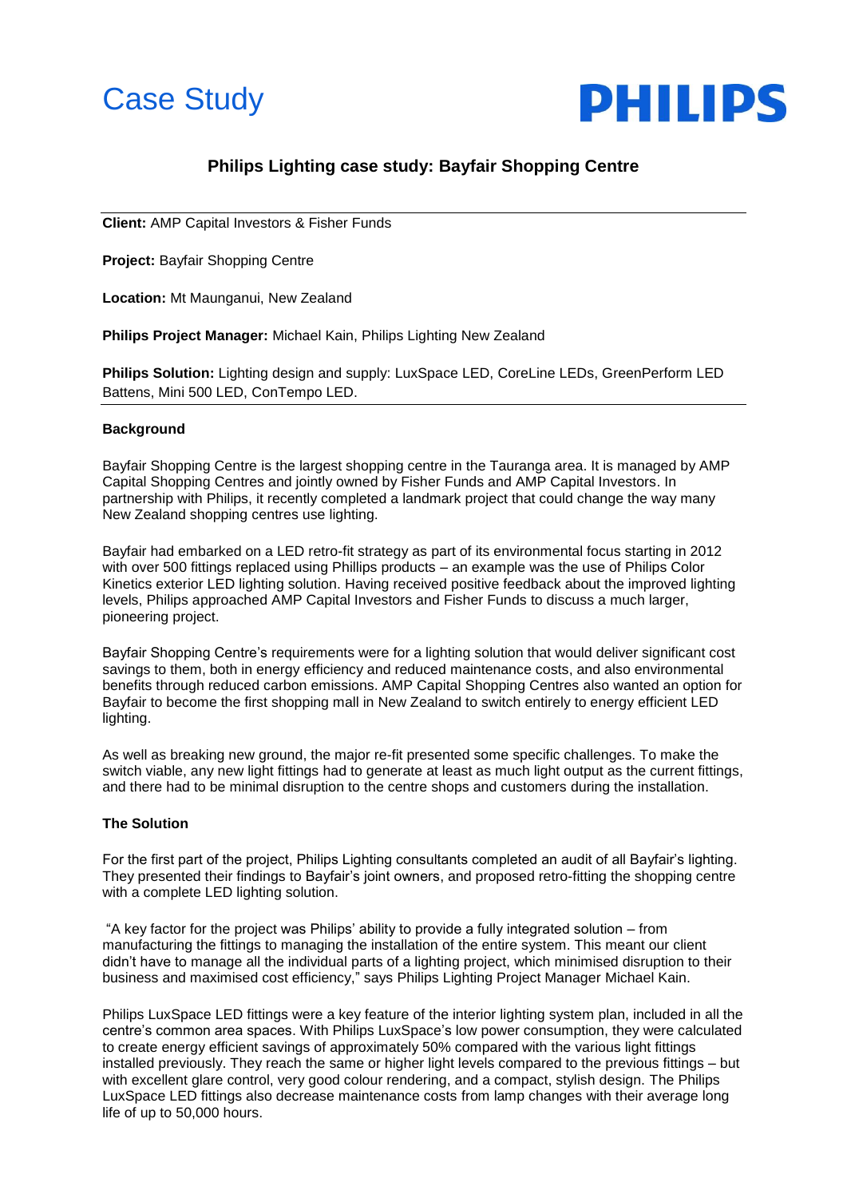Case Study

**PHILIPS**

## Philips Lighting case study: Bayfair Shopping Centre

---

**Client:** AMP Capital Investors & Fisher Funds

**Project:** Bayfair Shopping Centre

**Location:** Mt Maunganui, New Zealand

**Philips Project Manager:** Michael Kain, Philips Lighting New Zealand

**Philips Solution:** Lighting design and supply: LuxSpace LED, CoreLine LEDs, GreenPerform LED Battens, Mini 500 LED, ConTempo LED.

---

**Background**

Bayfair Shopping Centre is the largest shopping centre in the Tauranga area. It is managed by AMP Capital Shopping Centres and jointly owned by Fisher Funds and AMP Capital Investors. In partnership with Philips, it recently completed a landmark project that could change the way many New Zealand shopping centres use lighting.

Bayfair had embarked on a LED retro-fit strategy as part of its environmental focus starting in 2012 with over 500 fittings replaced using Phillips products – an example was the use of Philips Color Kinetics exterior LED lighting solution. Having received positive feedback about the improved lighting levels, Philips approached AMP Capital Investors and Fisher Funds to discuss a much larger, pioneering project.

Bayfair Shopping Centre's requirements were for a lighting solution that would deliver significant cost savings to them, both in energy efficiency and reduced maintenance costs, and also environmental benefits through reduced carbon emissions. AMP Capital Shopping Centres also wanted an option for Bayfair to become the first shopping mall in New Zealand to switch entirely to energy efficient LED lighting.

As well as breaking new ground, the major re-fit presented some specific challenges. To make the switch viable, any new light fittings had to generate at least as much light output as the current fittings, and there had to be minimal disruption to the centre shops and customers during the installation.

**The Solution**

For the first part of the project, Philips Lighting consultants completed an audit of all Bayfair's lighting. They presented their findings to Bayfair's joint owners, and proposed retro-fitting the shopping centre with a complete LED lighting solution.

"A key factor for the project was Philips' ability to provide a fully integrated solution – from manufacturing the fittings to managing the installation of the entire system. This meant our client didn't have to manage all the individual parts of a lighting project, which minimised disruption to their business and maximised cost efficiency," says Philips Lighting Project Manager Michael Kain.

Philips LuxSpace LED fittings were a key feature of the interior lighting system plan, included in all the centre's common area spaces. With Philips LuxSpace's low power consumption, they were calculated to create energy efficient savings of approximately 50% compared with the various light fittings installed previously. They reach the same or higher light levels compared to the previous fittings – but with excellent glare control, very good colour rendering, and a compact, stylish design. The Philips LuxSpace LED fittings also decrease maintenance costs from lamp changes with their average long life of up to 50,000 hours.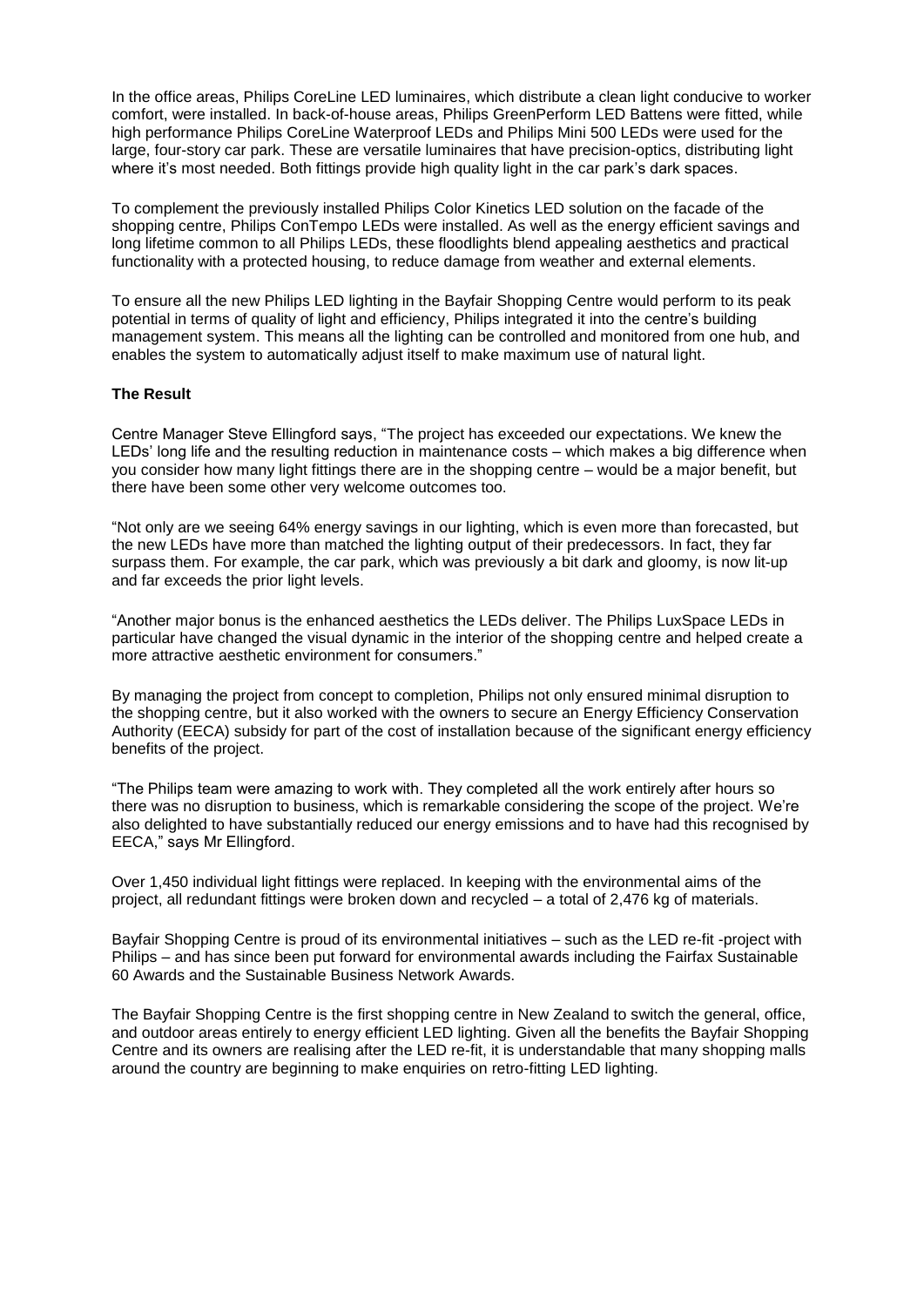In the office areas, Philips CoreLine LED luminaires, which distribute a clean light conducive to worker comfort, were installed. In back-of-house areas, Philips GreenPerform LED Battens were fitted, while high performance Philips CoreLine Waterproof LEDs and Philips Mini 500 LEDs were used for the large, four-story car park. These are versatile luminaires that have precision-optics, distributing light where it's most needed. Both fittings provide high quality light in the car park's dark spaces.

To complement the previously installed Philips Color Kinetics LED solution on the facade of the shopping centre, Philips ConTempo LEDs were installed. As well as the energy efficient savings and long lifetime common to all Philips LEDs, these floodlights blend appealing aesthetics and practical functionality with a protected housing, to reduce damage from weather and external elements.

To ensure all the new Philips LED lighting in the Bayfair Shopping Centre would perform to its peak potential in terms of quality of light and efficiency, Philips integrated it into the centre's building management system. This means all the lighting can be controlled and monitored from one hub, and enables the system to automatically adjust itself to make maximum use of natural light.

**The Result**

Centre Manager Steve Ellingford says, "The project has exceeded our expectations. We knew the LEDs' long life and the resulting reduction in maintenance costs – which makes a big difference when you consider how many light fittings there are in the shopping centre – would be a major benefit, but there have been some other very welcome outcomes too.

"Not only are we seeing 64% energy savings in our lighting, which is even more than forecasted, but the new LEDs have more than matched the lighting output of their predecessors. In fact, they far surpass them. For example, the car park, which was previously a bit dark and gloomy, is now lit-up and far exceeds the prior light levels.

"Another major bonus is the enhanced aesthetics the LEDs deliver. The Philips LuxSpace LEDs in particular have changed the visual dynamic in the interior of the shopping centre and helped create a more attractive aesthetic environment for consumers."

By managing the project from concept to completion, Philips not only ensured minimal disruption to the shopping centre, but it also worked with the owners to secure an Energy Efficiency Conservation Authority (EECA) subsidy for part of the cost of installation because of the significant energy efficiency benefits of the project.

"The Philips team were amazing to work with. They completed all the work entirely after hours so there was no disruption to business, which is remarkable considering the scope of the project. We're also delighted to have substantially reduced our energy emissions and to have had this recognised by EECA," says Mr Ellingford.

Over 1,450 individual light fittings were replaced. In keeping with the environmental aims of the project, all redundant fittings were broken down and recycled – a total of 2,476 kg of materials.

Bayfair Shopping Centre is proud of its environmental initiatives – such as the LED re-fit -project with Philips – and has since been put forward for environmental awards including the Fairfax Sustainable 60 Awards and the Sustainable Business Network Awards.

The Bayfair Shopping Centre is the first shopping centre in New Zealand to switch the general, office, and outdoor areas entirely to energy efficient LED lighting. Given all the benefits the Bayfair Shopping Centre and its owners are realising after the LED re-fit, it is understandable that many shopping malls around the country are beginning to make enquiries on retro-fitting LED lighting.